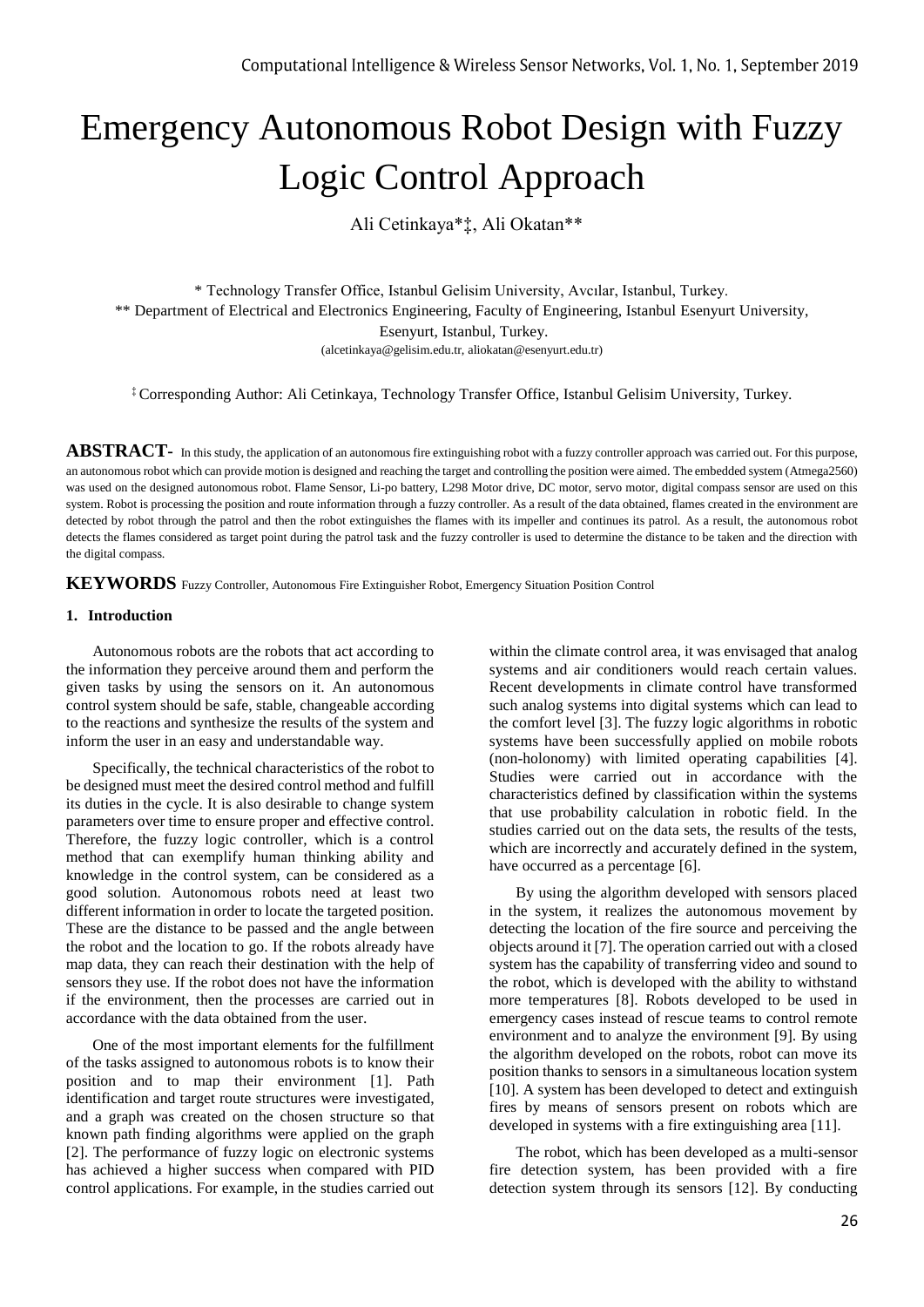# Emergency Autonomous Robot Design with Fuzzy Logic Control Approach

Ali Cetinkaya*‡, Ali Okatan**

\* Technology Transfer Office, Istanbul Gelisim University, Avcılar, Istanbul, Turkey.

** Department of Electrical and Electronics Engineering, Faculty of Engineering, Istanbul Esenyurt University, Esenyurt, Istanbul, Turkey.

(alcetinkaya@gelisim.edu.tr, aliokatan@esenyurt.edu.tr)

‡ Corresponding Author: Ali Cetinkaya, Technology Transfer Office, Istanbul Gelisim University, Turkey.

**ABSTRACT-** In this study, the application of an autonomous fire extinguishing robot with a fuzzy controller approach was carried out. For this purpose, an autonomous robot which can provide motion is designed and reaching the target and controlling the position were aimed. The embedded system (Atmega2560) was used on the designed autonomous robot. Flame Sensor, Li-po battery, L298 Motor drive, DC motor, servo motor, digital compass sensor are used on this system. Robot is processing the position and route information through a fuzzy controller. As a result of the data obtained, flames created in the environment are detected by robot through the patrol and then the robot extinguishes the flames with its impeller and continues its patrol. As a result, the autonomous robot detects the flames considered as target point during the patrol task and the fuzzy controller is used to determine the distance to be taken and the direction with the digital compass.

**KEYWORDS** Fuzzy Controller, Autonomous Fire Extinguisher Robot, Emergency Situation Position Control

## 1. Introduction

Autonomous robots are the robots that act according to the information they perceive around them and perform the given tasks by using the sensors on it. An autonomous control system should be safe, stable, changeable according to the reactions and synthesize the results of the system and inform the user in an easy and understandable way.

Specifically, the technical characteristics of the robot to be designed must meet the desired control method and fulfill its duties in the cycle. It is also desirable to change system parameters over time to ensure proper and effective control. Therefore, the fuzzy logic controller, which is a control method that can exemplify human thinking ability and knowledge in the control system, can be considered as a good solution. Autonomous robots need at least two different information in order to locate the targeted position. These are the distance to be passed and the angle between the robot and the location to go. If the robots already have map data, they can reach their destination with the help of sensors they use. If the robot does not have the information if the environment, then the processes are carried out in accordance with the data obtained from the user.

One of the most important elements for the fulfillment of the tasks assigned to autonomous robots is to know their position and to map their environment [1]. Path identification and target route structures were investigated, and a graph was created on the chosen structure so that known path finding algorithms were applied on the graph [2]. The performance of fuzzy logic on electronic systems has achieved a higher success when compared with PID control applications. For example, in the studies carried out within the climate control area, it was envisaged that analog systems and air conditioners would reach certain values. Recent developments in climate control have transformed such analog systems into digital systems which can lead to the comfort level [3]. The fuzzy logic algorithms in robotic systems have been successfully applied on mobile robots (non-holonomy) with limited operating capabilities [4]. Studies were carried out in accordance with the characteristics defined by classification within the systems that use probability calculation in robotic field. In the studies carried out on the data sets, the results of the tests, which are incorrectly and accurately defined in the system, have occurred as a percentage [6].

By using the algorithm developed with sensors placed in the system, it realizes the autonomous movement by detecting the location of the fire source and perceiving the objects around it [7]. The operation carried out with a closed system has the capability of transferring video and sound to the robot, which is developed with the ability to withstand more temperatures [8]. Robots developed to be used in emergency cases instead of rescue teams to control remote environment and to analyze the environment [9]. By using the algorithm developed on the robots, robot can move its position thanks to sensors in a simultaneous location system [10]. A system has been developed to detect and extinguish fires by means of sensors present on robots which are developed in systems with a fire extinguishing area [11].

The robot, which has been developed as a multi-sensor fire detection system, has been provided with a fire detection system through its sensors [12]. By conducting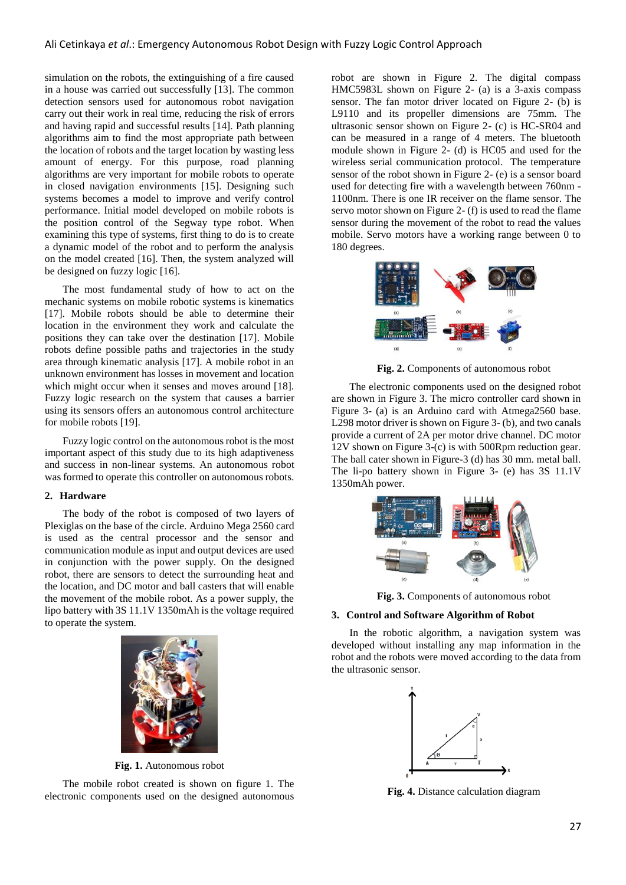simulation on the robots, the extinguishing of a fire caused in a house was carried out successfully [13]. The common detection sensors used for autonomous robot navigation carry out their work in real time, reducing the risk of errors and having rapid and successful results [14]. Path planning algorithms aim to find the most appropriate path between the location of robots and the target location by wasting less amount of energy. For this purpose, road planning algorithms are very important for mobile robots to operate in closed navigation environments [15]. Designing such systems becomes a model to improve and verify control performance. Initial model developed on mobile robots is the position control of the Segway type robot. When examining this type of systems, first thing to do is to create a dynamic model of the robot and to perform the analysis on the model created [16]. Then, the system analyzed will be designed on fuzzy logic [16].

The most fundamental study of how to act on the mechanic systems on mobile robotic systems is kinematics [17]. Mobile robots should be able to determine their location in the environment they work and calculate the positions they can take over the destination [17]. Mobile robots define possible paths and trajectories in the study area through kinematic analysis [17]. A mobile robot in an unknown environment has losses in movement and location which might occur when it senses and moves around [18]. Fuzzy logic research on the system that causes a barrier using its sensors offers an autonomous control architecture for mobile robots [19].

Fuzzy logic control on the autonomous robot is the most important aspect of this study due to its high adaptiveness and success in non-linear systems. An autonomous robot was formed to operate this controller on autonomous robots.

## 2. Hardware

The body of the robot is composed of two layers of Plexiglas on the base of the circle. Arduino Mega 2560 card is used as the central processor and the sensor and communication module as input and output devices are used in conjunction with the power supply. On the designed robot, there are sensors to detect the surrounding heat and the location, and DC motor and ball casters that will enable the movement of the mobile robot. As a power supply, the lipo battery with 3S 11.1V 1350mAh is the voltage required to operate the system.

**Fig. 1.** Autonomous robot

The mobile robot created is shown on figure 1. The electronic components used on the designed autonomous robot are shown in Figure 2. The digital compass HMC5983L shown on Figure 2- (a) is a 3-axis compass sensor. The fan motor driver located on Figure 2- (b) is L9110 and its propeller dimensions are 75mm. The ultrasonic sensor shown on Figure 2- (c) is HC-SR04 and can be measured in a range of 4 meters. The bluetooth module shown in Figure 2- (d) is HC05 and used for the wireless serial communication protocol. The temperature sensor of the robot shown in Figure 2- (e) is a sensor board used for detecting fire with a wavelength between 760nm - 1100nm. There is one IR receiver on the flame sensor. The servo motor shown on Figure 2- (f) is used to read the flame sensor during the movement of the robot to read the values mobile. Servo motors have a working range between 0 to 180 degrees.

**Fig. 2.** Components of autonomous robot

The electronic components used on the designed robot are shown in Figure 3. The micro controller card shown in Figure 3- (a) is an Arduino card with Atmega2560 base. L298 motor driver is shown on Figure 3- (b), and two canals provide a current of 2A per motor drive channel. DC motor 12V shown on Figure 3-(c) is with 500Rpm reduction gear. The ball cater shown in Figure-3 (d) has 30 mm. metal ball. The li-po battery shown in Figure 3- (e) has 3S 11.1V 1350mAh power.

**Fig. 3.** Components of autonomous robot

## 3. Control and Software Algorithm of Robot

In the robotic algorithm, a navigation system was developed without installing any map information in the robot and the robots were moved according to the data from the ultrasonic sensor.

**Fig. 4.** Distance calculation diagram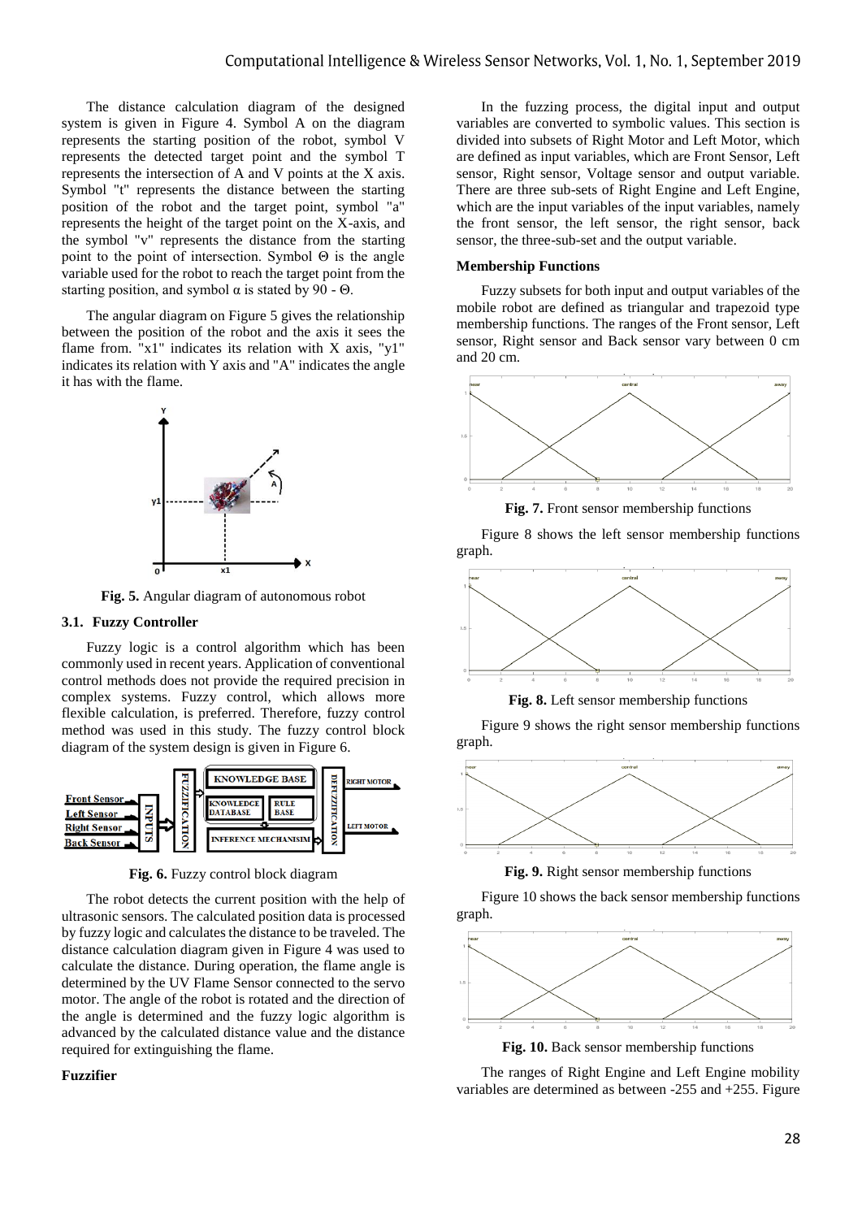The distance calculation diagram of the designed system is given in Figure 4. Symbol A on the diagram represents the starting position of the robot, symbol V represents the detected target point and the symbol T represents the intersection of A and V points at the X axis. Symbol "t" represents the distance between the starting position of the robot and the target point, symbol "a" represents the height of the target point on the X-axis, and the symbol "v" represents the distance from the starting point to the point of intersection. Symbol Θ is the angle variable used for the robot to reach the target point from the starting position, and symbol α is stated by 90 - Θ.

The angular diagram on Figure 5 gives the relationship between the position of the robot and the axis it sees the flame from. "x1" indicates its relation with X axis, "y1" indicates its relation with Y axis and "A" indicates the angle it has with the flame.

**Fig. 5.** Angular diagram of autonomous robot

### 3.1. Fuzzy Controller

Fuzzy logic is a control algorithm which has been commonly used in recent years. Application of conventional control methods does not provide the required precision in complex systems. Fuzzy control, which allows more flexible calculation, is preferred. Therefore, fuzzy control method was used in this study. The fuzzy control block diagram of the system design is given in Figure 6.

**Fig. 6.** Fuzzy control block diagram

The robot detects the current position with the help of ultrasonic sensors. The calculated position data is processed by fuzzy logic and calculates the distance to be traveled. The distance calculation diagram given in Figure 4 was used to calculate the distance. During operation, the flame angle is determined by the UV Flame Sensor connected to the servo motor. The angle of the robot is rotated and the direction of the angle is determined and the fuzzy logic algorithm is advanced by the calculated distance value and the distance required for extinguishing the flame.

#### Fuzzifier

In the fuzzing process, the digital input and output variables are converted to symbolic values. This section is divided into subsets of Right Motor and Left Motor, which are defined as input variables, which are Front Sensor, Left sensor, Right sensor, Voltage sensor and output variable. There are three sub-sets of Right Engine and Left Engine, which are the input variables of the input variables, namely the front sensor, the left sensor, the right sensor, back sensor, the three-sub-set and the output variable.

#### Membership Functions

Fuzzy subsets for both input and output variables of the mobile robot are defined as triangular and trapezoid type membership functions. The ranges of the Front sensor, Left sensor, Right sensor and Back sensor vary between 0 cm and 20 cm.

**Fig. 7.** Front sensor membership functions

Figure 8 shows the left sensor membership functions graph.

**Fig. 8.** Left sensor membership functions

Figure 9 shows the right sensor membership functions graph.

**Fig. 9.** Right sensor membership functions

Figure 10 shows the back sensor membership functions graph.

**Fig. 10.** Back sensor membership functions

The ranges of Right Engine and Left Engine mobility variables are determined as between -255 and +255. Figure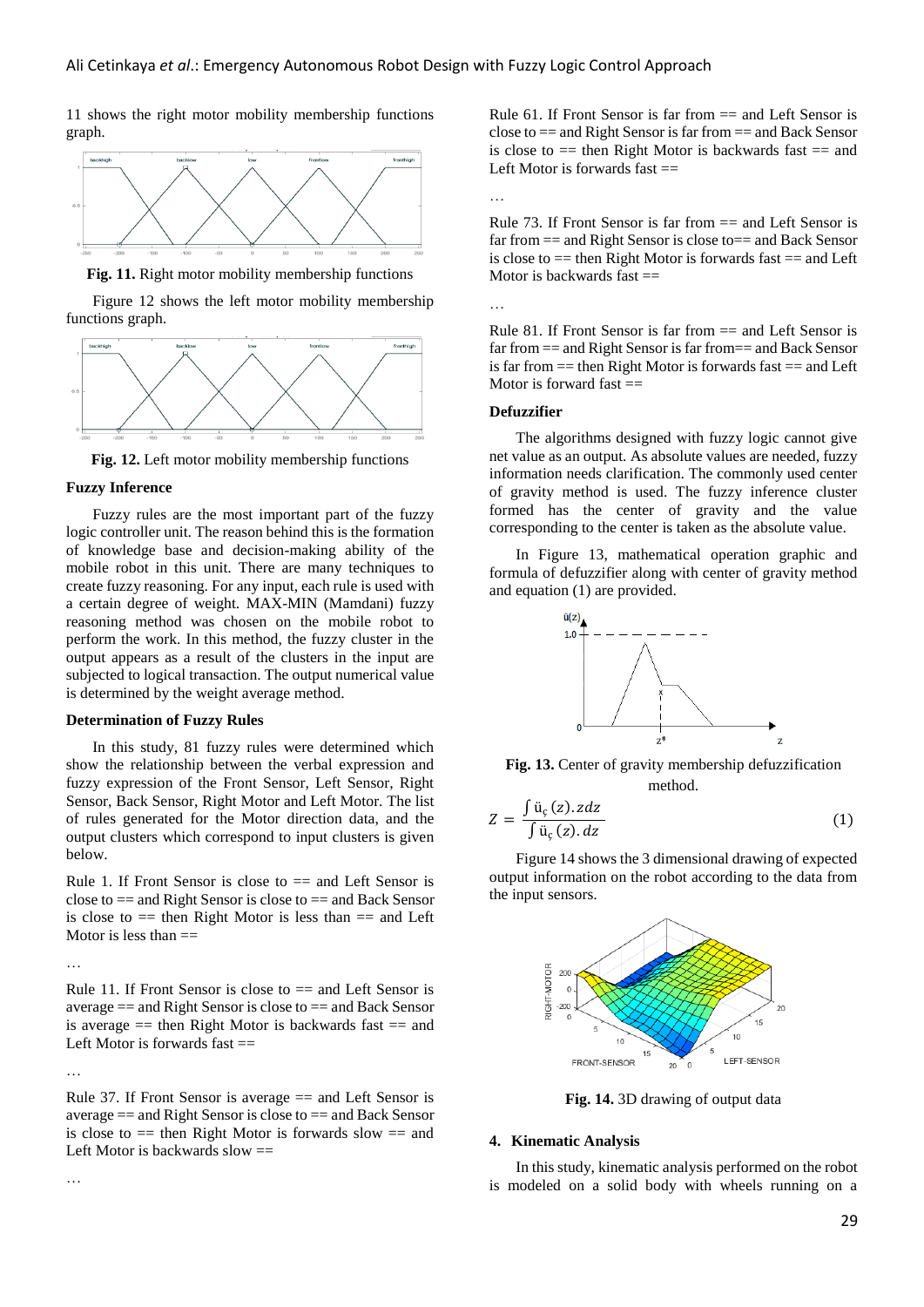11 shows the right motor mobility membership functions graph.

**Fig. 11.** Right motor mobility membership functions

Figure 12 shows the left motor mobility membership functions graph.

**Fig. 12.** Left motor mobility membership functions

### Fuzzy Inference

Fuzzy rules are the most important part of the fuzzy logic controller unit. The reason behind this is the formation of knowledge base and decision-making ability of the mobile robot in this unit. There are many techniques to create fuzzy reasoning. For any input, each rule is used with a certain degree of weight. MAX-MIN (Mamdani) fuzzy reasoning method was chosen on the mobile robot to perform the work. In this method, the fuzzy cluster in the output appears as a result of the clusters in the input are subjected to logical transaction. The output numerical value is determined by the weight average method.

### Determination of Fuzzy Rules

In this study, 81 fuzzy rules were determined which show the relationship between the verbal expression and fuzzy expression of the Front Sensor, Left Sensor, Right Sensor, Back Sensor, Right Motor and Left Motor. The list of rules generated for the Motor direction data, and the output clusters which correspond to input clusters is given below.

Rule 1. If Front Sensor is close to == and Left Sensor is close to == and Right Sensor is close to == and Back Sensor is close to == then Right Motor is less than == and Left Motor is less than ==

…

Rule 11. If Front Sensor is close to == and Left Sensor is average == and Right Sensor is close to == and Back Sensor is average == then Right Motor is backwards fast == and Left Motor is forwards fast ==

…

Rule 37. If Front Sensor is average == and Left Sensor is average == and Right Sensor is close to == and Back Sensor is close to == then Right Motor is forwards slow == and Left Motor is backwards slow ==

…

Rule 61. If Front Sensor is far from == and Left Sensor is close to == and Right Sensor is far from == and Back Sensor is close to == then Right Motor is backwards fast == and Left Motor is forwards fast ==

…

Rule 73. If Front Sensor is far from == and Left Sensor is far from == and Right Sensor is close to== and Back Sensor is close to == then Right Motor is forwards fast == and Left Motor is backwards fast ==

…

Rule 81. If Front Sensor is far from == and Left Sensor is far from == and Right Sensor is far from== and Back Sensor is far from == then Right Motor is forwards fast == and Left Motor is forward fast ==

### Defuzzifier

The algorithms designed with fuzzy logic cannot give net value as an output. As absolute values are needed, fuzzy information needs clarification. The commonly used center of gravity method is used. The fuzzy inference cluster formed has the center of gravity and the value corresponding to the center is taken as the absolute value.

In Figure 13, mathematical operation graphic and formula of defuzzifier along with center of gravity method and equation (1) are provided.

**Fig. 13.** Center of gravity membership defuzzification method.

$$Z = \frac{\int ü_ç(z).zdz}{\int ü_ç(z).dz} \tag{1}$$

Figure 14 shows the 3 dimensional drawing of expected output information on the robot according to the data from the input sensors.

**Fig. 14.** 3D drawing of output data

## 4. Kinematic Analysis

In this study, kinematic analysis performed on the robot is modeled on a solid body with wheels running on a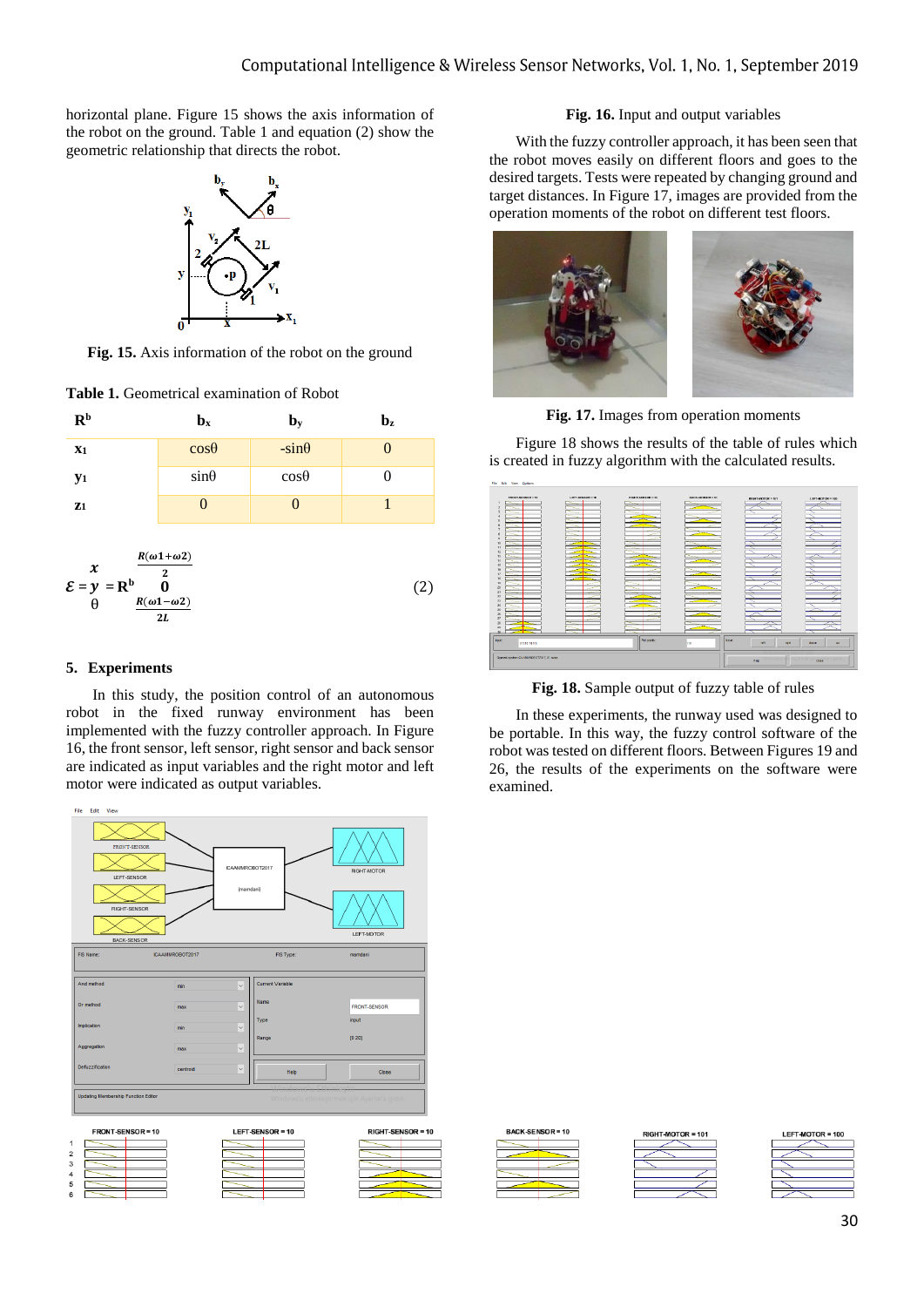horizontal plane. Figure 15 shows the axis information of the robot on the ground. Table 1 and equation (2) show the geometric relationship that directs the robot.

**Fig. 15.** Axis information of the robot on the ground

**Table 1.** Geometrical examination of Robot

| $R^b$ | $b_x$ | $b_y$ | $b_z$ |
|---|---|---|---|
| $x_1$ | $\cos\theta$ | $-\sin\theta$ | 0 |
| $y_1$ | $\sin\theta$ | $\cos\theta$ | 0 |
| $z_1$ | 0 | 0 | 1 |

$$\mathcal{E} = \begin{matrix} x \\ y \\ \theta \end{matrix} = R^b \begin{matrix} \frac{R(\omega 1+\omega 2)}{2} \\ 0 \\ \frac{R(\omega 1-\omega 2)}{2L} \end{matrix} \tag{2}$$

## 5. Experiments

In this study, the position control of an autonomous robot in the fixed runway environment has been implemented with the fuzzy controller approach. In Figure 16, the front sensor, left sensor, right sensor and back sensor are indicated as input variables and the right motor and left motor were indicated as output variables.

**Fig. 16.** Input and output variables

With the fuzzy controller approach, it has been seen that the robot moves easily on different floors and goes to the desired targets. Tests were repeated by changing ground and target distances. In Figure 17, images are provided from the operation moments of the robot on different test floors.

**Fig. 17.** Images from operation moments

Figure 18 shows the results of the table of rules which is created in fuzzy algorithm with the calculated results.

**Fig. 18.** Sample output of fuzzy table of rules

In these experiments, the runway used was designed to be portable. In this way, the fuzzy control software of the robot was tested on different floors. Between Figures 19 and 26, the results of the experiments on the software were examined.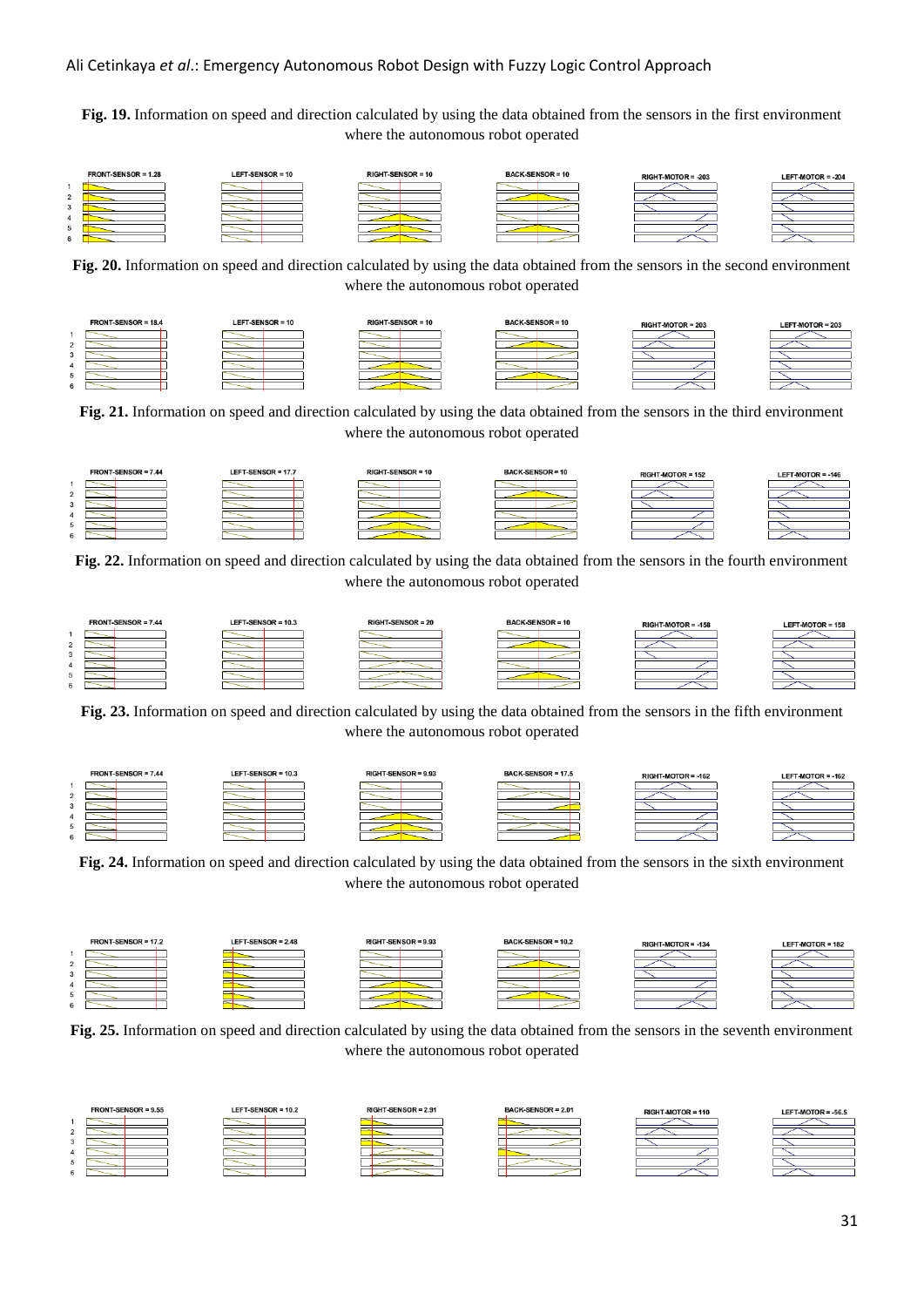**Fig. 19.** Information on speed and direction calculated by using the data obtained from the sensors in the first environment where the autonomous robot operated

FRONT-SENSOR = 1.28 | LEFT-SENSOR = 10 | RIGHT-SENSOR = 10 | BACK-SENSOR = 10 | RIGHT-MOTOR = -203 | LEFT-MOTOR = -204

**Fig. 20.** Information on speed and direction calculated by using the data obtained from the sensors in the second environment where the autonomous robot operated

FRONT-SENSOR = 18.4 | LEFT-SENSOR = 10 | RIGHT-SENSOR = 10 | BACK-SENSOR = 10 | RIGHT-MOTOR = 203 | LEFT-MOTOR = 203

**Fig. 21.** Information on speed and direction calculated by using the data obtained from the sensors in the third environment where the autonomous robot operated

FRONT-SENSOR = 7.44 | LEFT-SENSOR = 17.7 | RIGHT-SENSOR = 10 | BACK-SENSOR = 10 | RIGHT-MOTOR = 152 | LEFT-MOTOR = -146

**Fig. 22.** Information on speed and direction calculated by using the data obtained from the sensors in the fourth environment where the autonomous robot operated

FRONT-SENSOR = 7.44 | LEFT-SENSOR = 10.3 | RIGHT-SENSOR = 20 | BACK-SENSOR = 10 | RIGHT-MOTOR = -158 | LEFT-MOTOR = 158

**Fig. 23.** Information on speed and direction calculated by using the data obtained from the sensors in the fifth environment where the autonomous robot operated

FRONT-SENSOR = 7.44 | LEFT-SENSOR = 10.3 | RIGHT-SENSOR = 9.93 | BACK-SENSOR = 17.5 | RIGHT-MOTOR = -162 | LEFT-MOTOR = -162

**Fig. 24.** Information on speed and direction calculated by using the data obtained from the sensors in the sixth environment where the autonomous robot operated

FRONT-SENSOR = 17.2 | LEFT-SENSOR = 2.48 | RIGHT-SENSOR = 9.93 | BACK-SENSOR = 10.2 | RIGHT-MOTOR = -134 | LEFT-MOTOR = 162

**Fig. 25.** Information on speed and direction calculated by using the data obtained from the sensors in the seventh environment where the autonomous robot operated

FRONT-SENSOR = 9.55 | LEFT-SENSOR = 10.2 | RIGHT-SENSOR = 2.91 | BACK-SENSOR = 2.01 | RIGHT-MOTOR = 110 | LEFT-MOTOR = -56.5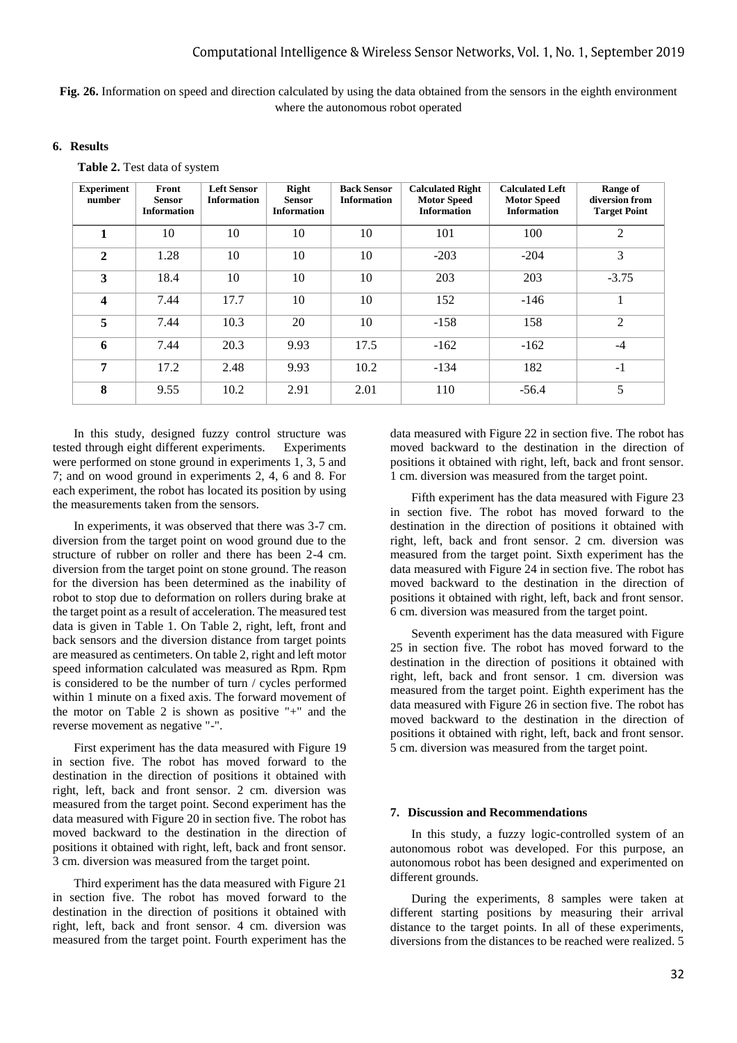**Fig. 26.** Information on speed and direction calculated by using the data obtained from the sensors in the eighth environment where the autonomous robot operated

## 6. Results

**Table 2.** Test data of system

| Experiment number | Front Sensor Information | Left Sensor Information | Right Sensor Information | Back Sensor Information | Calculated Right Motor Speed Information | Calculated Left Motor Speed Information | Range of diversion from Target Point |
|---|---|---|---|---|---|---|---|
| **1** | 10 | 10 | 10 | 10 | 101 | 100 | 2 |
| **2** | 1.28 | 10 | 10 | 10 | -203 | -204 | 3 |
| **3** | 18.4 | 10 | 10 | 10 | 203 | 203 | -3.75 |
| **4** | 7.44 | 17.7 | 10 | 10 | 152 | -146 | 1 |
| **5** | 7.44 | 10.3 | 20 | 10 | -158 | 158 | 2 |
| **6** | 7.44 | 20.3 | 9.93 | 17.5 | -162 | -162 | -4 |
| **7** | 17.2 | 2.48 | 9.93 | 10.2 | -134 | 182 | -1 |
| **8** | 9.55 | 10.2 | 2.91 | 2.01 | 110 | -56.4 | 5 |

In this study, designed fuzzy control structure was tested through eight different experiments. Experiments were performed on stone ground in experiments 1, 3, 5 and 7; and on wood ground in experiments 2, 4, 6 and 8. For each experiment, the robot has located its position by using the measurements taken from the sensors.

In experiments, it was observed that there was 3-7 cm. diversion from the target point on wood ground due to the structure of rubber on roller and there has been 2-4 cm. diversion from the target point on stone ground. The reason for the diversion has been determined as the inability of robot to stop due to deformation on rollers during brake at the target point as a result of acceleration. The measured test data is given in Table 1. On Table 2, right, left, front and back sensors and the diversion distance from target points are measured as centimeters. On table 2, right and left motor speed information calculated was measured as Rpm. Rpm is considered to be the number of turn / cycles performed within 1 minute on a fixed axis. The forward movement of the motor on Table 2 is shown as positive "+" and the reverse movement as negative "-".

First experiment has the data measured with Figure 19 in section five. The robot has moved forward to the destination in the direction of positions it obtained with right, left, back and front sensor. 2 cm. diversion was measured from the target point. Second experiment has the data measured with Figure 20 in section five. The robot has moved backward to the destination in the direction of positions it obtained with right, left, back and front sensor. 3 cm. diversion was measured from the target point.

Third experiment has the data measured with Figure 21 in section five. The robot has moved forward to the destination in the direction of positions it obtained with right, left, back and front sensor. 4 cm. diversion was measured from the target point. Fourth experiment has the data measured with Figure 22 in section five. The robot has moved backward to the destination in the direction of positions it obtained with right, left, back and front sensor. 1 cm. diversion was measured from the target point.

Fifth experiment has the data measured with Figure 23 in section five. The robot has moved forward to the destination in the direction of positions it obtained with right, left, back and front sensor. 2 cm. diversion was measured from the target point. Sixth experiment has the data measured with Figure 24 in section five. The robot has moved backward to the destination in the direction of positions it obtained with right, left, back and front sensor. 6 cm. diversion was measured from the target point.

Seventh experiment has the data measured with Figure 25 in section five. The robot has moved forward to the destination in the direction of positions it obtained with right, left, back and front sensor. 1 cm. diversion was measured from the target point. Eighth experiment has the data measured with Figure 26 in section five. The robot has moved backward to the destination in the direction of positions it obtained with right, left, back and front sensor. 5 cm. diversion was measured from the target point.

## 7. Discussion and Recommendations

In this study, a fuzzy logic-controlled system of an autonomous robot was developed. For this purpose, an autonomous robot has been designed and experimented on different grounds.

During the experiments, 8 samples were taken at different starting positions by measuring their arrival distance to the target points. In all of these experiments, diversions from the distances to be reached were realized. 5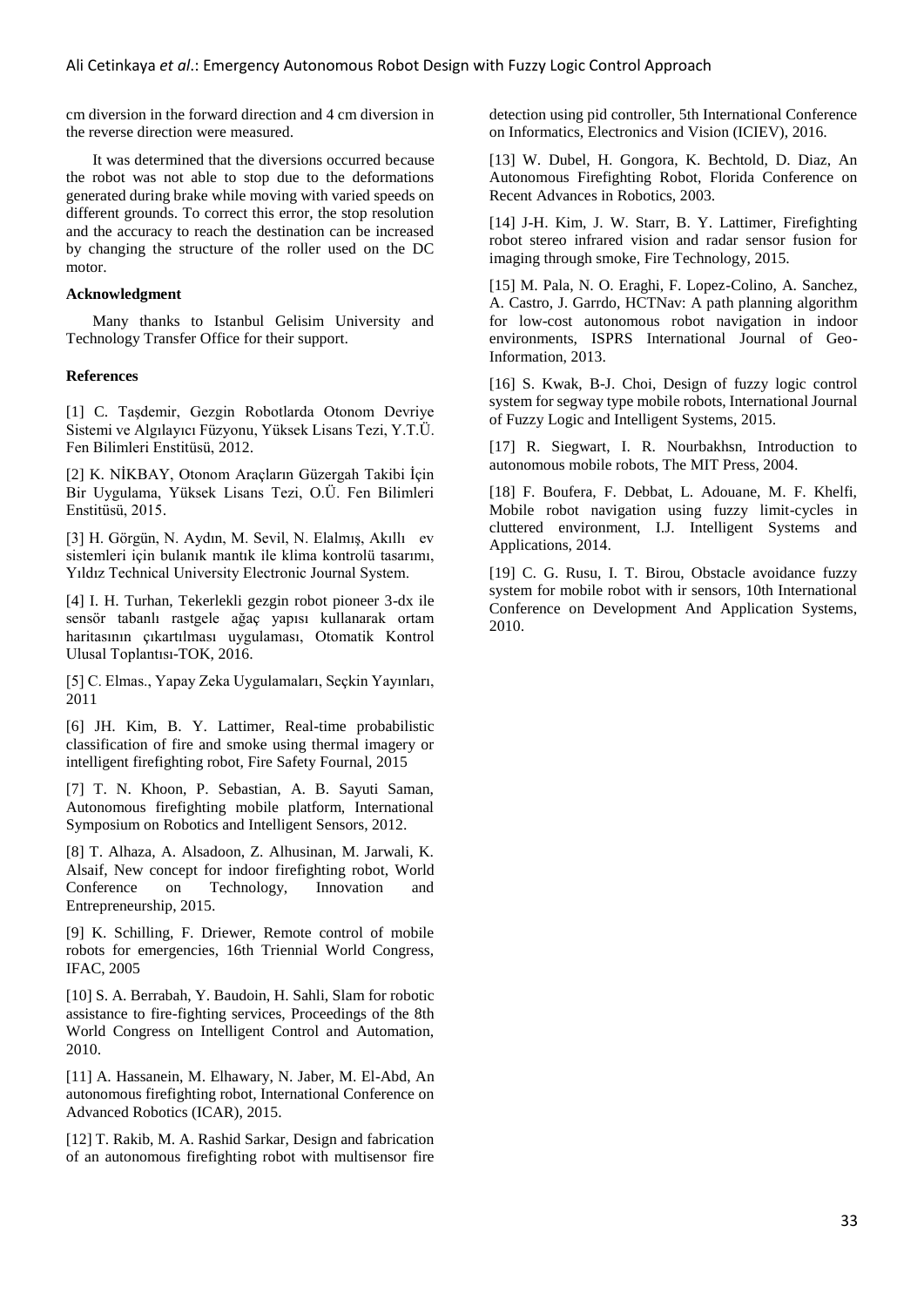cm diversion in the forward direction and 4 cm diversion in the reverse direction were measured.

It was determined that the diversions occurred because the robot was not able to stop due to the deformations generated during brake while moving with varied speeds on different grounds. To correct this error, the stop resolution and the accuracy to reach the destination can be increased by changing the structure of the roller used on the DC motor.

**Acknowledgment**

Many thanks to Istanbul Gelisim University and Technology Transfer Office for their support.

**References**

[1] C. Taşdemir, Gezgin Robotlarda Otonom Devriye Sistemi ve Algılayıcı Füzyonu, Yüksek Lisans Tezi, Y.T.Ü. Fen Bilimleri Enstitüsü, 2012.

[2] K. NİKBAY, Otonom Araçların Güzergah Takibi İçin Bir Uygulama, Yüksek Lisans Tezi, O.Ü. Fen Bilimleri Enstitüsü, 2015.

[3] H. Görgün, N. Aydın, M. Sevil, N. Elalmış, Akıllı ev sistemleri için bulanık mantık ile klima kontrolü tasarımı, Yıldız Technical University Electronic Journal System.

[4] I. H. Turhan, Tekerlekli gezgin robot pioneer 3-dx ile sensör tabanlı rastgele ağaç yapısı kullanarak ortam haritasının çıkartılması uygulaması, Otomatik Kontrol Ulusal Toplantısı-TOK, 2016.

[5] C. Elmas., Yapay Zeka Uygulamaları, Seçkin Yayınları, 2011

[6] JH. Kim, B. Y. Lattimer, Real-time probabilistic classification of fire and smoke using thermal imagery or intelligent firefighting robot, Fire Safety Fournal, 2015

[7] T. N. Khoon, P. Sebastian, A. B. Sayuti Saman, Autonomous firefighting mobile platform, International Symposium on Robotics and Intelligent Sensors, 2012.

[8] T. Alhaza, A. Alsadoon, Z. Alhusinan, M. Jarwali, K. Alsaif, New concept for indoor firefighting robot, World Conference on Technology, Innovation and Entrepreneurship, 2015.

[9] K. Schilling, F. Driewer, Remote control of mobile robots for emergencies, 16th Triennial World Congress, IFAC, 2005

[10] S. A. Berrabah, Y. Baudoin, H. Sahli, Slam for robotic assistance to fire-fighting services, Proceedings of the 8th World Congress on Intelligent Control and Automation, 2010.

[11] A. Hassanein, M. Elhawary, N. Jaber, M. El-Abd, An autonomous firefighting robot, International Conference on Advanced Robotics (ICAR), 2015.

[12] T. Rakib, M. A. Rashid Sarkar, Design and fabrication of an autonomous firefighting robot with multisensor fire detection using pid controller, 5th International Conference on Informatics, Electronics and Vision (ICIEV), 2016.

[13] W. Dubel, H. Gongora, K. Bechtold, D. Diaz, An Autonomous Firefighting Robot, Florida Conference on Recent Advances in Robotics, 2003.

[14] J-H. Kim, J. W. Starr, B. Y. Lattimer, Firefighting robot stereo infrared vision and radar sensor fusion for imaging through smoke, Fire Technology, 2015.

[15] M. Pala, N. O. Eraghi, F. Lopez-Colino, A. Sanchez, A. Castro, J. Garrdo, HCTNav: A path planning algorithm for low-cost autonomous robot navigation in indoor environments, ISPRS International Journal of Geo-Information, 2013.

[16] S. Kwak, B-J. Choi, Design of fuzzy logic control system for segway type mobile robots, International Journal of Fuzzy Logic and Intelligent Systems, 2015.

[17] R. Siegwart, I. R. Nourbakhsn, Introduction to autonomous mobile robots, The MIT Press, 2004.

[18] F. Boufera, F. Debbat, L. Adouane, M. F. Khelfi, Mobile robot navigation using fuzzy limit-cycles in cluttered environment, I.J. Intelligent Systems and Applications, 2014.

[19] C. G. Rusu, I. T. Birou, Obstacle avoidance fuzzy system for mobile robot with ir sensors, 10th International Conference on Development And Application Systems, 2010.